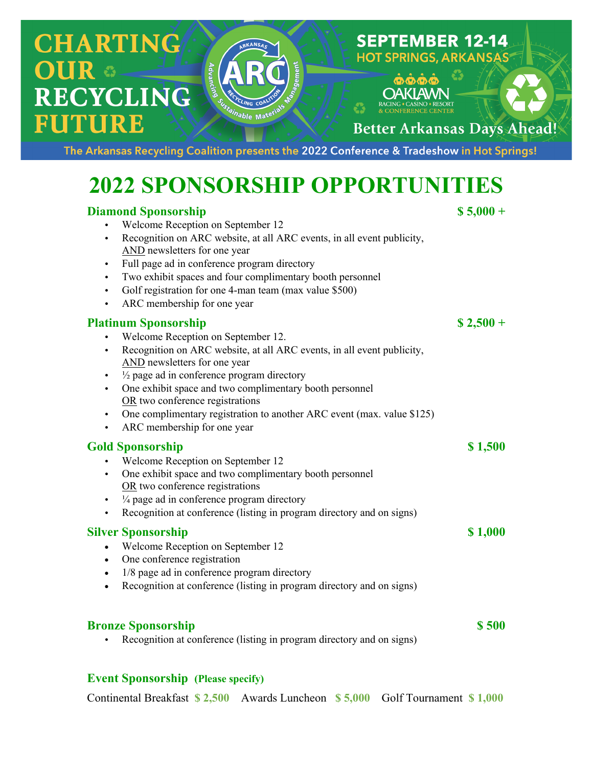# CHARTING OUR RECYCLING FUTURE

ARKANSAS ARC RECYCLING COALITION — Advancing Sustainable Materials Management

**SEPTEMBER 12-14**
**HOT SPRINGS, ARKANSAS**

OAKLAWN RACING • CASINO • RESORT & CONFERENCE CENTER

Better Arkansas Days Ahead!

The Arkansas Recycling Coalition presents the 2022 Conference & Tradeshow in Hot Springs!

# 2022 SPONSORSHIP OPPORTUNITIES

### Diamond Sponsorship — $ 5,000 +

- Welcome Reception on September 12
- Recognition on ARC website, at all ARC events, in all event publicity, AND newsletters for one year
- Full page ad in conference program directory
- Two exhibit spaces and four complimentary booth personnel
- Golf registration for one 4-man team (max value $500)
- ARC membership for one year

### Platinum Sponsorship — $ 2,500 +

- Welcome Reception on September 12.
- Recognition on ARC website, at all ARC events, in all event publicity, AND newsletters for one year
- ½ page ad in conference program directory
- One exhibit space and two complimentary booth personnel OR two conference registrations
- One complimentary registration to another ARC event (max. value $125)
- ARC membership for one year

### Gold Sponsorship — $ 1,500

- Welcome Reception on September 12
- One exhibit space and two complimentary booth personnel OR two conference registrations
- ¼ page ad in conference program directory
- Recognition at conference (listing in program directory and on signs)

### Silver Sponsorship — $ 1,000

- Welcome Reception on September 12
- One conference registration
- 1/8 page ad in conference program directory
- Recognition at conference (listing in program directory and on signs)

### Bronze Sponsorship — $ 500

- Recognition at conference (listing in program directory and on signs)

### Event Sponsorship (Please specify)

Continental Breakfast **$ 2,500** Awards Luncheon **$ 5,000** Golf Tournament **$ 1,000**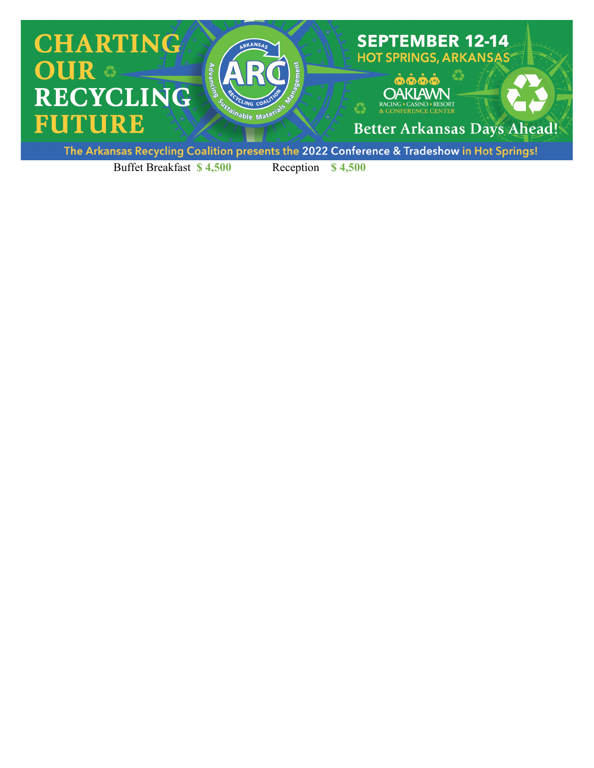# CHARTING OUR RECYCLING FUTURE

**SEPTEMBER 12-14**
**HOT SPRINGS, ARKANSAS**

ARKANSAS ARC RECYCLING COALITION — Advancing Sustainable Materials Management

OAKLAWN RACING • CASINO • RESORT & CONFERENCE CENTER

**Better Arkansas Days Ahead!**

The Arkansas Recycling Coalition presents the 2022 Conference & Tradeshow in Hot Springs!

Buffet Breakfast **$ 4,500** Reception **$ 4,500**